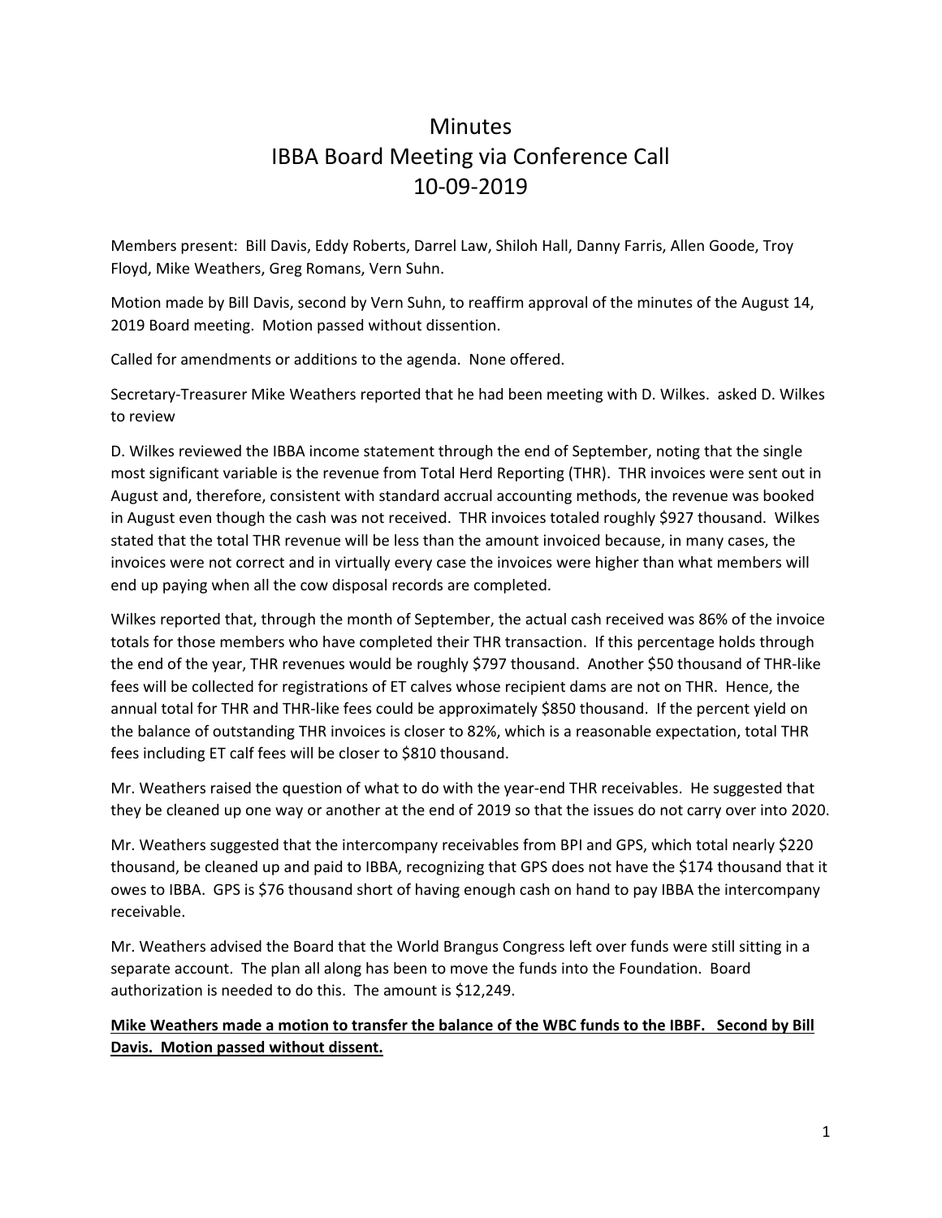# Minutes
# IBBA Board Meeting via Conference Call
# 10-09-2019

Members present: Bill Davis, Eddy Roberts, Darrel Law, Shiloh Hall, Danny Farris, Allen Goode, Troy Floyd, Mike Weathers, Greg Romans, Vern Suhn.

Motion made by Bill Davis, second by Vern Suhn, to reaffirm approval of the minutes of the August 14, 2019 Board meeting. Motion passed without dissention.

Called for amendments or additions to the agenda. None offered.

Secretary-Treasurer Mike Weathers reported that he had been meeting with D. Wilkes. asked D. Wilkes to review

D. Wilkes reviewed the IBBA income statement through the end of September, noting that the single most significant variable is the revenue from Total Herd Reporting (THR). THR invoices were sent out in August and, therefore, consistent with standard accrual accounting methods, the revenue was booked in August even though the cash was not received. THR invoices totaled roughly $927 thousand. Wilkes stated that the total THR revenue will be less than the amount invoiced because, in many cases, the invoices were not correct and in virtually every case the invoices were higher than what members will end up paying when all the cow disposal records are completed.

Wilkes reported that, through the month of September, the actual cash received was 86% of the invoice totals for those members who have completed their THR transaction. If this percentage holds through the end of the year, THR revenues would be roughly $797 thousand. Another $50 thousand of THR-like fees will be collected for registrations of ET calves whose recipient dams are not on THR. Hence, the annual total for THR and THR-like fees could be approximately $850 thousand. If the percent yield on the balance of outstanding THR invoices is closer to 82%, which is a reasonable expectation, total THR fees including ET calf fees will be closer to $810 thousand.

Mr. Weathers raised the question of what to do with the year-end THR receivables. He suggested that they be cleaned up one way or another at the end of 2019 so that the issues do not carry over into 2020.

Mr. Weathers suggested that the intercompany receivables from BPI and GPS, which total nearly $220 thousand, be cleaned up and paid to IBBA, recognizing that GPS does not have the $174 thousand that it owes to IBBA. GPS is $76 thousand short of having enough cash on hand to pay IBBA the intercompany receivable.

Mr. Weathers advised the Board that the World Brangus Congress left over funds were still sitting in a separate account. The plan all along has been to move the funds into the Foundation. Board authorization is needed to do this. The amount is $12,249.

**Mike Weathers made a motion to transfer the balance of the WBC funds to the IBBF. Second by Bill Davis. Motion passed without dissent.**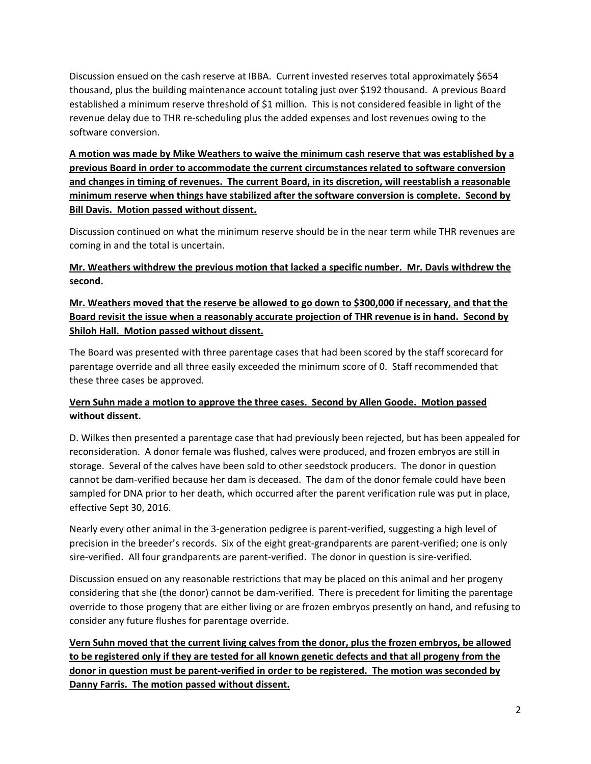Discussion ensued on the cash reserve at IBBA. Current invested reserves total approximately $654 thousand, plus the building maintenance account totaling just over $192 thousand. A previous Board established a minimum reserve threshold of $1 million. This is not considered feasible in light of the revenue delay due to THR re-scheduling plus the added expenses and lost revenues owing to the software conversion.

**A motion was made by Mike Weathers to waive the minimum cash reserve that was established by a previous Board in order to accommodate the current circumstances related to software conversion and changes in timing of revenues. The current Board, in its discretion, will reestablish a reasonable minimum reserve when things have stabilized after the software conversion is complete. Second by Bill Davis. Motion passed without dissent.**

Discussion continued on what the minimum reserve should be in the near term while THR revenues are coming in and the total is uncertain.

**Mr. Weathers withdrew the previous motion that lacked a specific number. Mr. Davis withdrew the second.**

**Mr. Weathers moved that the reserve be allowed to go down to $300,000 if necessary, and that the Board revisit the issue when a reasonably accurate projection of THR revenue is in hand. Second by Shiloh Hall. Motion passed without dissent.**

The Board was presented with three parentage cases that had been scored by the staff scorecard for parentage override and all three easily exceeded the minimum score of 0. Staff recommended that these three cases be approved.

**Vern Suhn made a motion to approve the three cases. Second by Allen Goode. Motion passed without dissent.**

D. Wilkes then presented a parentage case that had previously been rejected, but has been appealed for reconsideration. A donor female was flushed, calves were produced, and frozen embryos are still in storage. Several of the calves have been sold to other seedstock producers. The donor in question cannot be dam-verified because her dam is deceased. The dam of the donor female could have been sampled for DNA prior to her death, which occurred after the parent verification rule was put in place, effective Sept 30, 2016.

Nearly every other animal in the 3-generation pedigree is parent-verified, suggesting a high level of precision in the breeder's records. Six of the eight great-grandparents are parent-verified; one is only sire-verified. All four grandparents are parent-verified. The donor in question is sire-verified.

Discussion ensued on any reasonable restrictions that may be placed on this animal and her progeny considering that she (the donor) cannot be dam-verified. There is precedent for limiting the parentage override to those progeny that are either living or are frozen embryos presently on hand, and refusing to consider any future flushes for parentage override.

**Vern Suhn moved that the current living calves from the donor, plus the frozen embryos, be allowed to be registered only if they are tested for all known genetic defects and that all progeny from the donor in question must be parent-verified in order to be registered. The motion was seconded by Danny Farris. The motion passed without dissent.**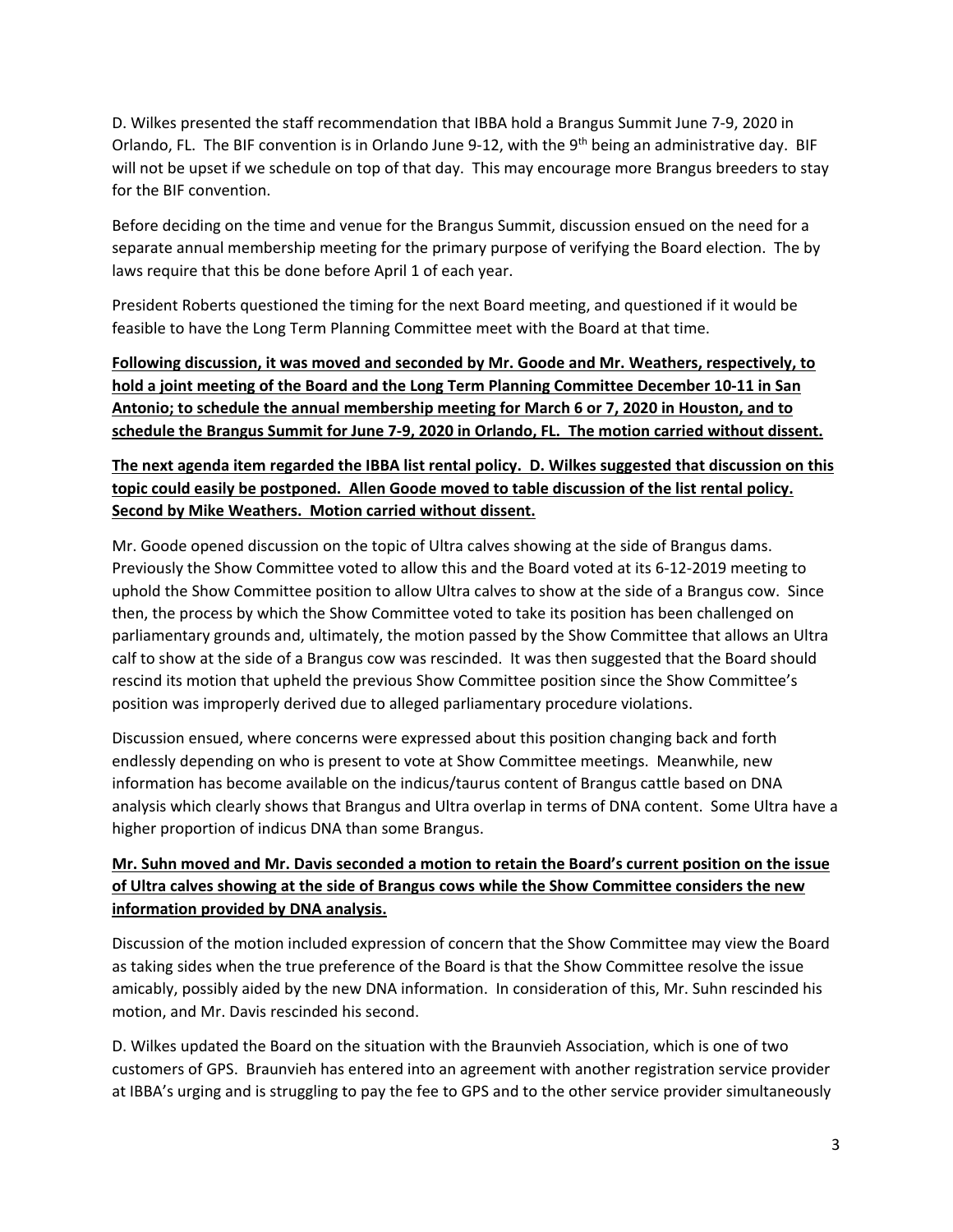D. Wilkes presented the staff recommendation that IBBA hold a Brangus Summit June 7-9, 2020 in Orlando, FL. The BIF convention is in Orlando June 9-12, with the 9th being an administrative day. BIF will not be upset if we schedule on top of that day. This may encourage more Brangus breeders to stay for the BIF convention.

Before deciding on the time and venue for the Brangus Summit, discussion ensued on the need for a separate annual membership meeting for the primary purpose of verifying the Board election. The by laws require that this be done before April 1 of each year.

President Roberts questioned the timing for the next Board meeting, and questioned if it would be feasible to have the Long Term Planning Committee meet with the Board at that time.

<u>**Following discussion, it was moved and seconded by Mr. Goode and Mr. Weathers, respectively, to hold a joint meeting of the Board and the Long Term Planning Committee December 10-11 in San Antonio; to schedule the annual membership meeting for March 6 or 7, 2020 in Houston, and to schedule the Brangus Summit for June 7-9, 2020 in Orlando, FL. The motion carried without dissent.**</u>

<u>**The next agenda item regarded the IBBA list rental policy. D. Wilkes suggested that discussion on this topic could easily be postponed. Allen Goode moved to table discussion of the list rental policy. Second by Mike Weathers. Motion carried without dissent.**</u>

Mr. Goode opened discussion on the topic of Ultra calves showing at the side of Brangus dams. Previously the Show Committee voted to allow this and the Board voted at its 6-12-2019 meeting to uphold the Show Committee position to allow Ultra calves to show at the side of a Brangus cow. Since then, the process by which the Show Committee voted to take its position has been challenged on parliamentary grounds and, ultimately, the motion passed by the Show Committee that allows an Ultra calf to show at the side of a Brangus cow was rescinded. It was then suggested that the Board should rescind its motion that upheld the previous Show Committee position since the Show Committee's position was improperly derived due to alleged parliamentary procedure violations.

Discussion ensued, where concerns were expressed about this position changing back and forth endlessly depending on who is present to vote at Show Committee meetings. Meanwhile, new information has become available on the indicus/taurus content of Brangus cattle based on DNA analysis which clearly shows that Brangus and Ultra overlap in terms of DNA content. Some Ultra have a higher proportion of indicus DNA than some Brangus.

<u>**Mr. Suhn moved and Mr. Davis seconded a motion to retain the Board's current position on the issue of Ultra calves showing at the side of Brangus cows while the Show Committee considers the new information provided by DNA analysis.**</u>

Discussion of the motion included expression of concern that the Show Committee may view the Board as taking sides when the true preference of the Board is that the Show Committee resolve the issue amicably, possibly aided by the new DNA information. In consideration of this, Mr. Suhn rescinded his motion, and Mr. Davis rescinded his second.

D. Wilkes updated the Board on the situation with the Braunvieh Association, which is one of two customers of GPS. Braunvieh has entered into an agreement with another registration service provider at IBBA's urging and is struggling to pay the fee to GPS and to the other service provider simultaneously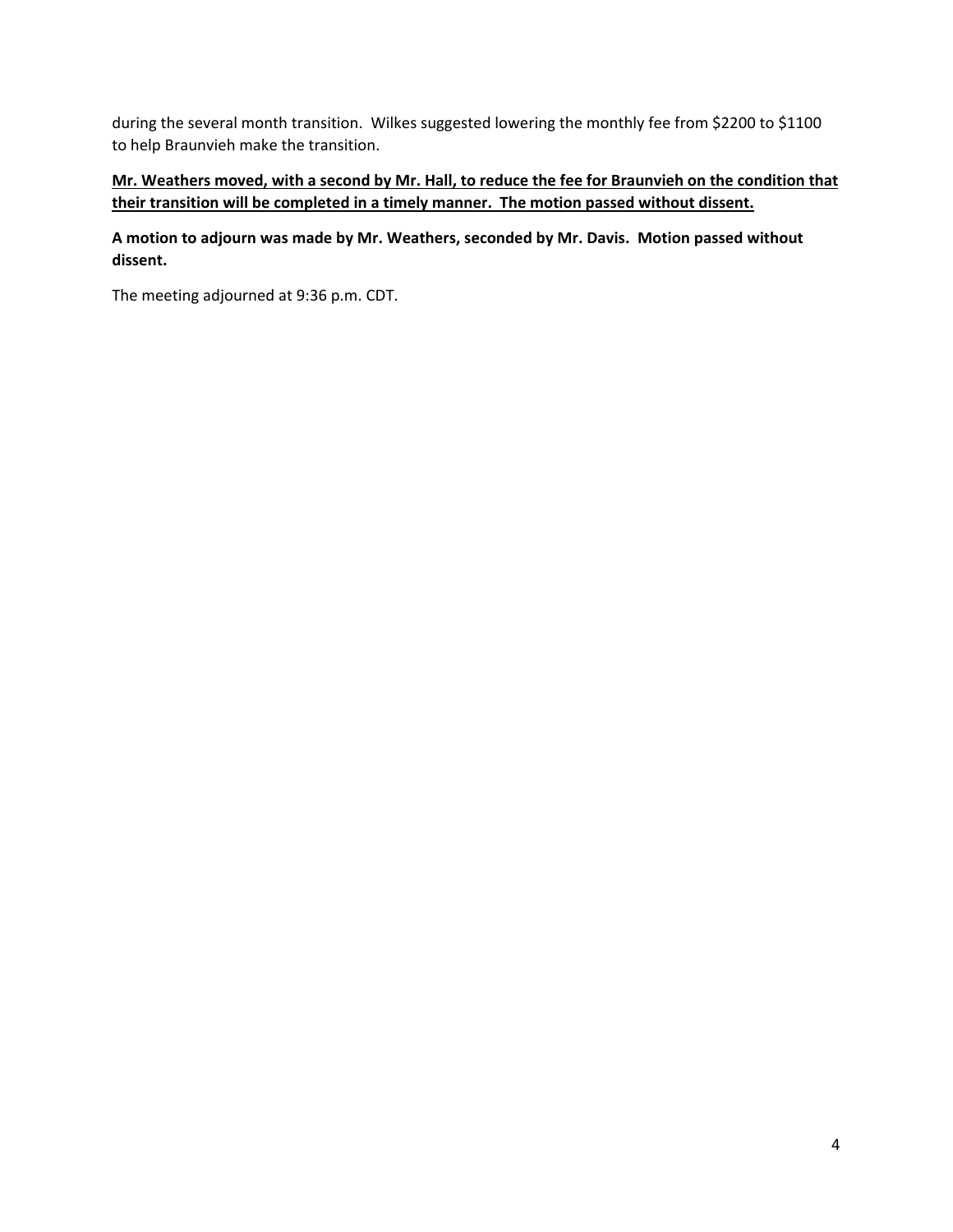during the several month transition. Wilkes suggested lowering the monthly fee from $2200 to $1100 to help Braunvieh make the transition.

<u>**Mr. Weathers moved, with a second by Mr. Hall, to reduce the fee for Braunvieh on the condition that their transition will be completed in a timely manner. The motion passed without dissent.**</u>

**A motion to adjourn was made by Mr. Weathers, seconded by Mr. Davis. Motion passed without dissent.**

The meeting adjourned at 9:36 p.m. CDT.